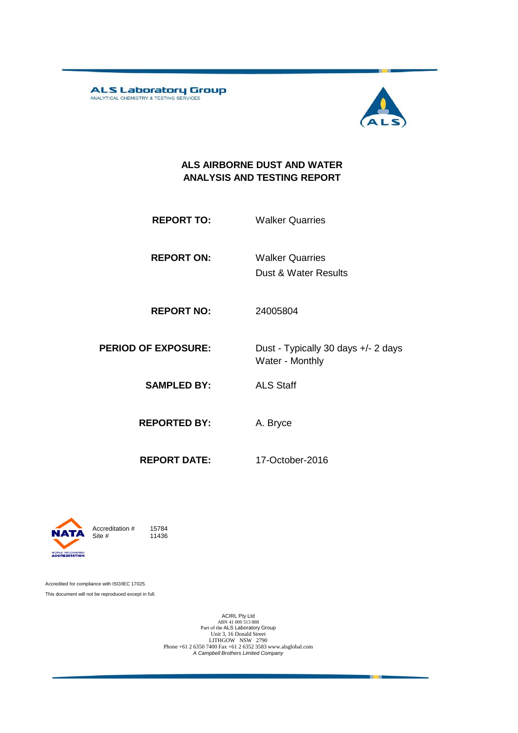ALS Laboratory Group
ANALYTICAL CHEMISTRY & TESTING SERVICES

# ALS AIRBORNE DUST AND WATER ANALYSIS AND TESTING REPORT

| | |
|---|---|
| **REPORT TO:** | Walker Quarries |
| **REPORT ON:** | Walker Quarries<br>Dust & Water Results |
| **REPORT NO:** | 24005804 |
| **PERIOD OF EXPOSURE:** | Dust - Typically 30 days +/- 2 days<br>Water - Monthly |
| **SAMPLED BY:** | ALS Staff |
| **REPORTED BY:** | A. Bryce |
| **REPORT DATE:** | 17-October-2016 |

NATA
WORLD RECOGNISED ACCREDITATION

Accreditation # 15784
Site # 11436

Accredited for compliance with ISO/IEC 17025.

This document will not be reproduced except in full.

ACIRL Pty Ltd
ABN 41 000 513 888
Part of the ALS Laboratory Group
Unit 3, 16 Donald Street
LITHGOW NSW 2790
Phone +61 2 6350 7400 Fax +61 2 6352 3583 www.alsglobal.com
*A Campbell Brothers Limited Company*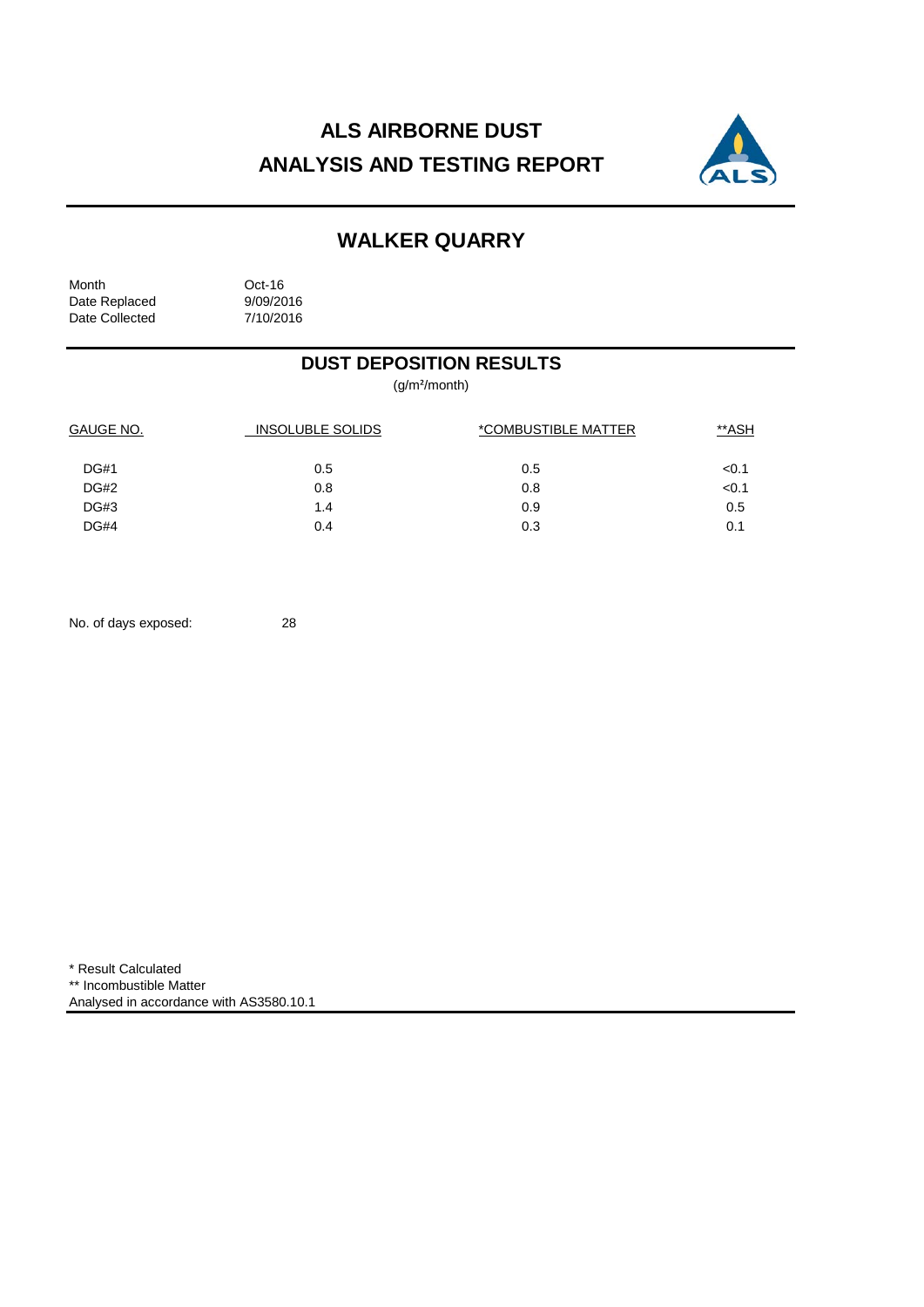# ALS AIRBORNE DUST
# ANALYSIS AND TESTING REPORT

## WALKER QUARRY

| | |
|---|---|
| Month | Oct-16 |
| Date Replaced | 9/09/2016 |
| Date Collected | 7/10/2016 |

## DUST DEPOSITION RESULTS

($g/m^2$/month)

| GAUGE NO. | INSOLUBLE SOLIDS | *COMBUSTIBLE MATTER | **ASH |
|---|---|---|---|
| DG#1 | 0.5 | 0.5 | <0.1 |
| DG#2 | 0.8 | 0.8 | <0.1 |
| DG#3 | 1.4 | 0.9 | 0.5 |
| DG#4 | 0.4 | 0.3 | 0.1 |

No. of days exposed: 28

* Result Calculated
** Incombustible Matter
Analysed in accordance with AS3580.10.1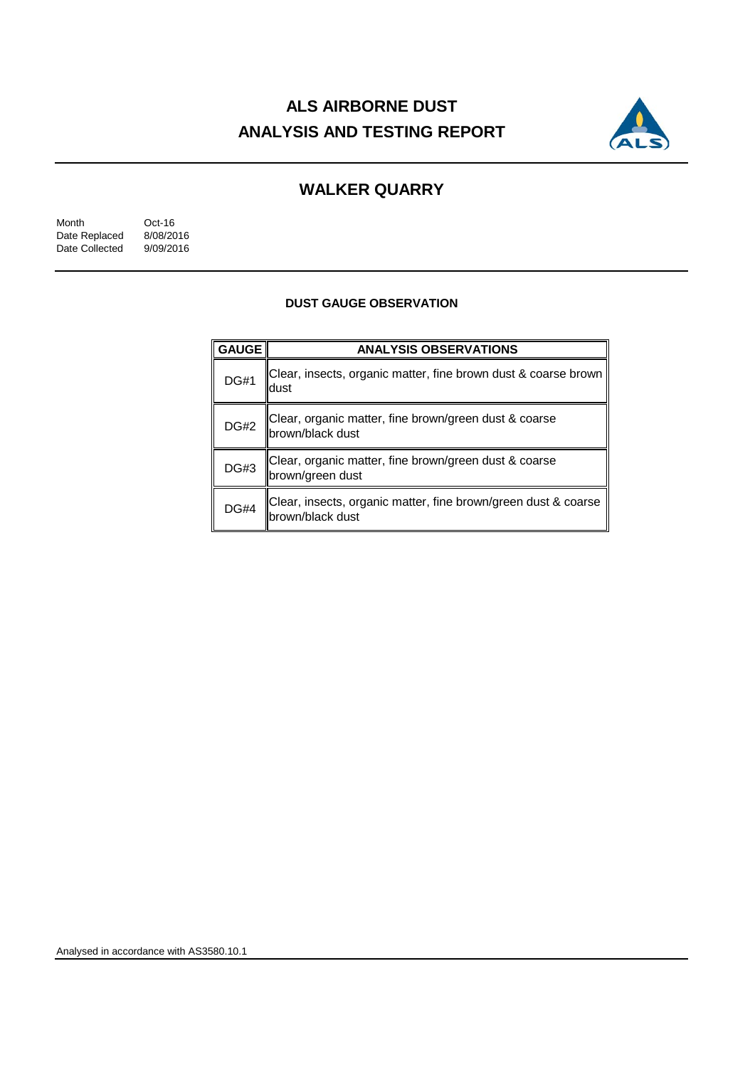# ALS AIRBORNE DUST ANALYSIS AND TESTING REPORT

## WALKER QUARRY

Month Oct-16
Date Replaced 8/08/2016
Date Collected 9/09/2016

### DUST GAUGE OBSERVATION

| GAUGE | ANALYSIS OBSERVATIONS |
|---|---|
| DG#1 | Clear, insects, organic matter, fine brown dust & coarse brown dust |
| DG#2 | Clear, organic matter, fine brown/green dust & coarse brown/black dust |
| DG#3 | Clear, organic matter, fine brown/green dust & coarse brown/green dust |
| DG#4 | Clear, insects, organic matter, fine brown/green dust & coarse brown/black dust |

Analysed in accordance with AS3580.10.1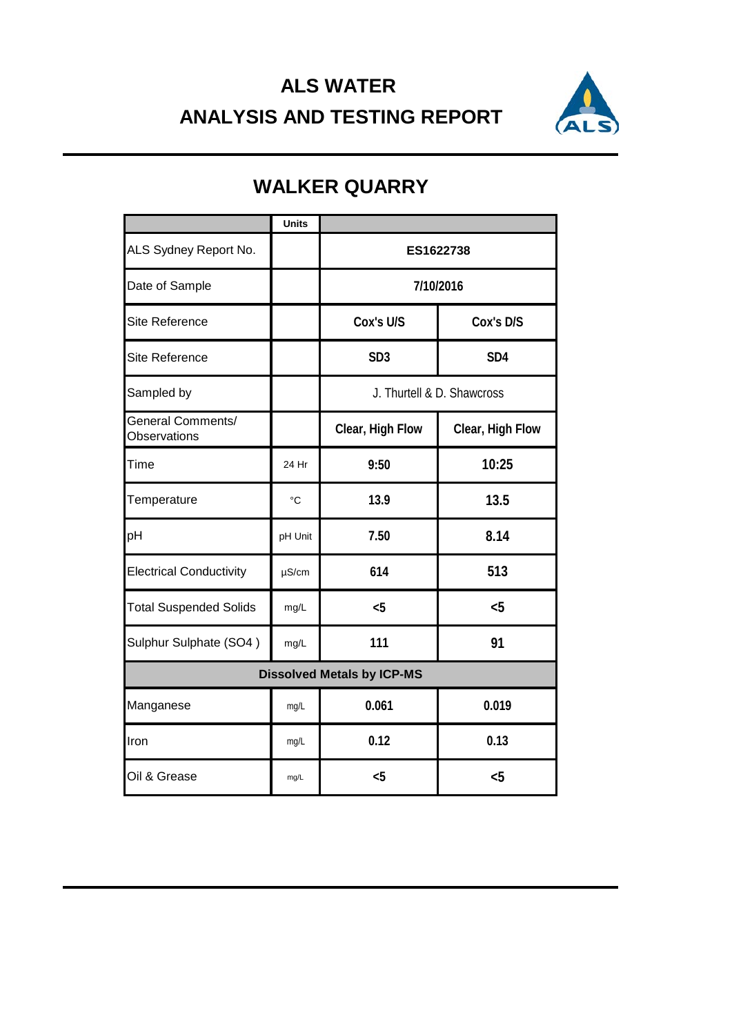# ALS WATER

# ANALYSIS AND TESTING REPORT

## WALKER QUARRY

| | Units | | |
|---|---|---|---|
| ALS Sydney Report No. | | ES1622738 | |
| Date of Sample | | 7/10/2016 | |
| Site Reference | | Cox's U/S | Cox's D/S |
| Site Reference | | SD3 | SD4 |
| Sampled by | | J. Thurtell & D. Shawcross | |
| General Comments/ Observations | | Clear, High Flow | Clear, High Flow |
| Time | 24 Hr | 9:50 | 10:25 |
| Temperature | °C | 13.9 | 13.5 |
| pH | pH Unit | 7.50 | 8.14 |
| Electrical Conductivity | µS/cm | 614 | 513 |
| Total Suspended Solids | mg/L | <5 | <5 |
| Sulphur Sulphate (SO4 ) | mg/L | 111 | 91 |
| **Dissolved Metals by ICP-MS** | | | |
| Manganese | mg/L | 0.061 | 0.019 |
| Iron | mg/L | 0.12 | 0.13 |
| Oil & Grease | mg/L | <5 | <5 |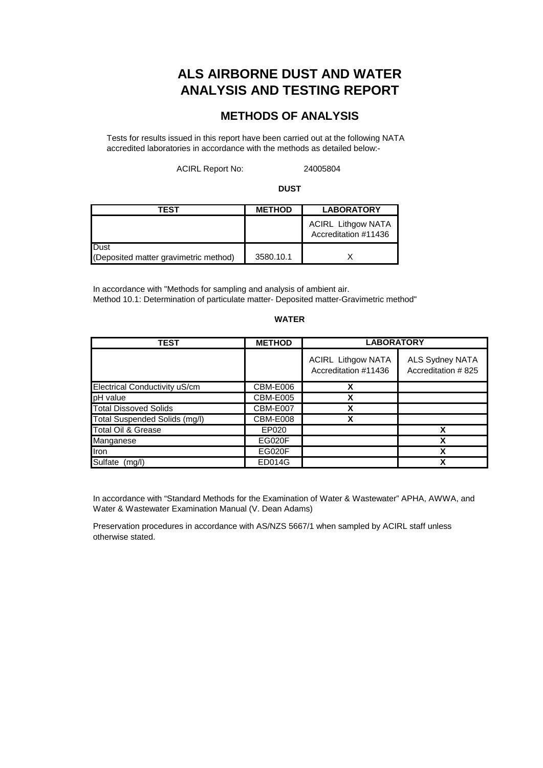# ALS AIRBORNE DUST AND WATER ANALYSIS AND TESTING REPORT

## METHODS OF ANALYSIS

Tests for results issued in this report have been carried out at the following NATA accredited laboratories in accordance with the methods as detailed below:-

ACIRL Report No: 24005804

**DUST**

| TEST | METHOD | LABORATORY |
|---|---|---|
| | | ACIRL Lithgow NATA Accreditation #11436 |
| Dust (Deposited matter gravimetric method) | 3580.10.1 | X |

In accordance with "Methods for sampling and analysis of ambient air.
Method 10.1: Determination of particulate matter- Deposited matter-Gravimetric method"

**WATER**

| TEST | METHOD | LABORATORY | |
|---|---|---|---|
| | | ACIRL Lithgow NATA Accreditation #11436 | ALS Sydney NATA Accreditation # 825 |
| Electrical Conductivity uS/cm | CBM-E006 | X | |
| pH value | CBM-E005 | X | |
| Total Dissoved Solids | CBM-E007 | X | |
| Total Suspended Solids (mg/l) | CBM-E008 | X | |
| Total Oil & Grease | EP020 | | X |
| Manganese | EG020F | | X |
| Iron | EG020F | | X |
| Sulfate (mg/l) | ED014G | | X |

In accordance with “Standard Methods for the Examination of Water & Wastewater” APHA, AWWA, and Water & Wastewater Examination Manual (V. Dean Adams)

Preservation procedures in accordance with AS/NZS 5667/1 when sampled by ACIRL staff unless otherwise stated.